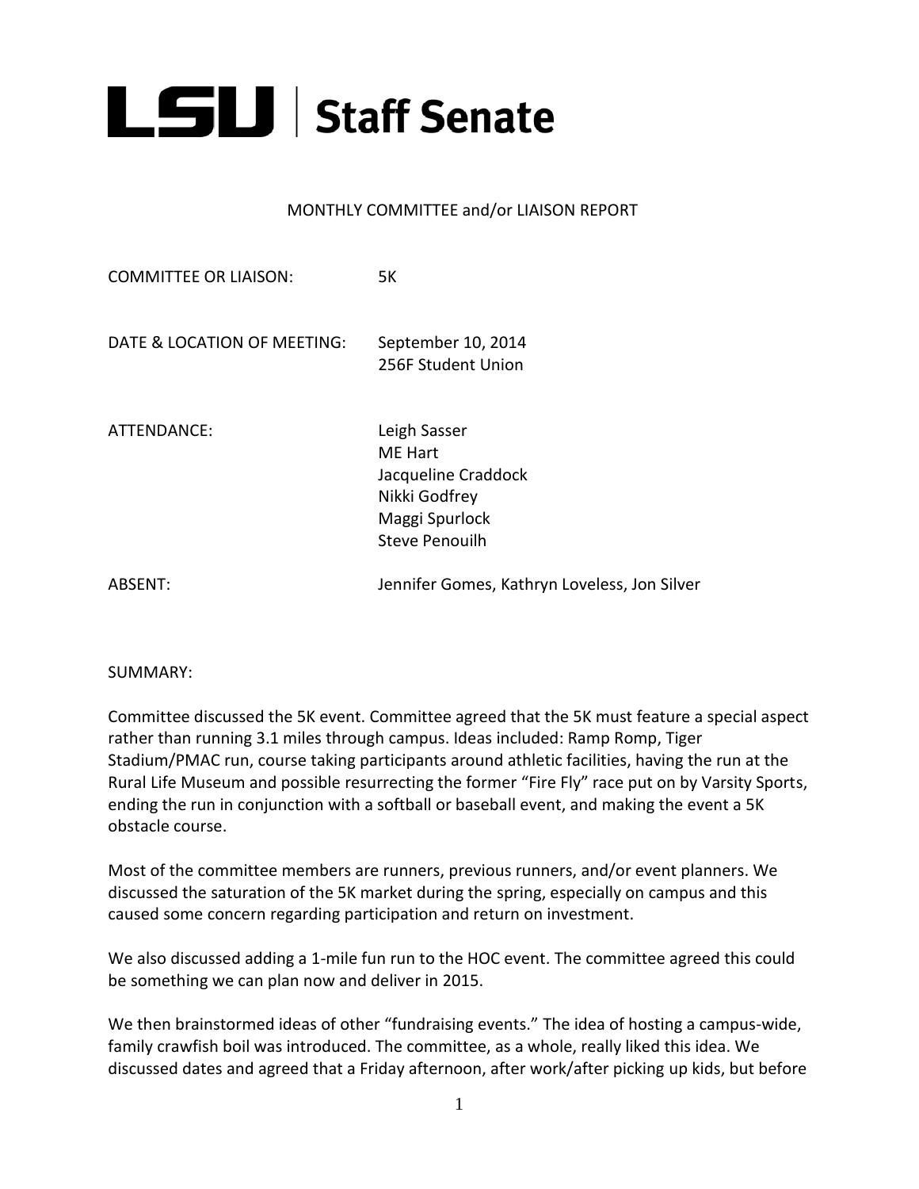# LSU | Staff Senate

MONTHLY COMMITTEE and/or LIAISON REPORT

COMMITTEE OR LIAISON: 5K

DATE & LOCATION OF MEETING: September 10, 2014
256F Student Union

ATTENDANCE: Leigh Sasser
ME Hart
Jacqueline Craddock
Nikki Godfrey
Maggi Spurlock
Steve Penouilh

ABSENT: Jennifer Gomes, Kathryn Loveless, Jon Silver

SUMMARY:

Committee discussed the 5K event. Committee agreed that the 5K must feature a special aspect rather than running 3.1 miles through campus. Ideas included: Ramp Romp, Tiger Stadium/PMAC run, course taking participants around athletic facilities, having the run at the Rural Life Museum and possible resurrecting the former "Fire Fly" race put on by Varsity Sports, ending the run in conjunction with a softball or baseball event, and making the event a 5K obstacle course.

Most of the committee members are runners, previous runners, and/or event planners. We discussed the saturation of the 5K market during the spring, especially on campus and this caused some concern regarding participation and return on investment.

We also discussed adding a 1-mile fun run to the HOC event. The committee agreed this could be something we can plan now and deliver in 2015.

We then brainstormed ideas of other "fundraising events." The idea of hosting a campus-wide, family crawfish boil was introduced. The committee, as a whole, really liked this idea. We discussed dates and agreed that a Friday afternoon, after work/after picking up kids, but before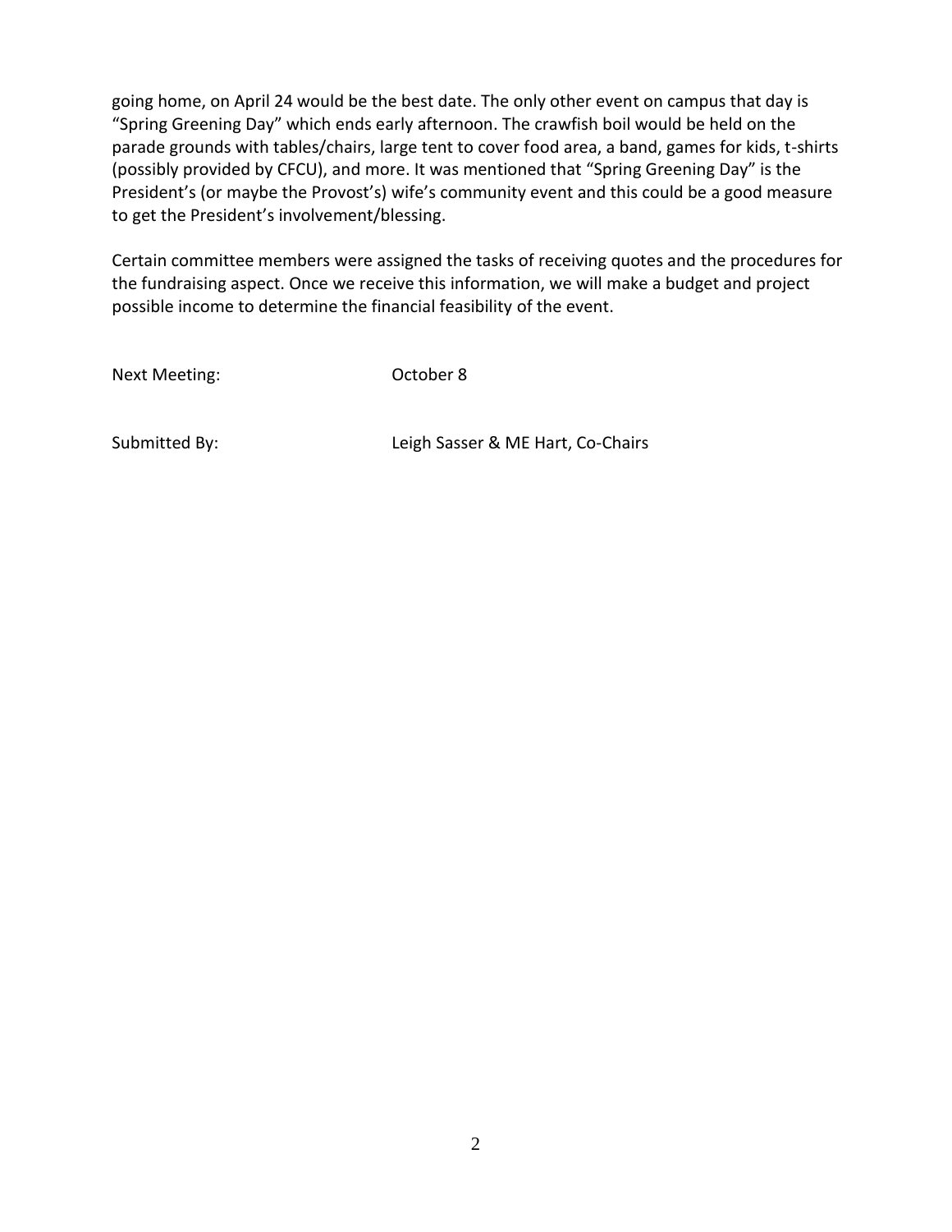going home, on April 24 would be the best date. The only other event on campus that day is "Spring Greening Day" which ends early afternoon. The crawfish boil would be held on the parade grounds with tables/chairs, large tent to cover food area, a band, games for kids, t-shirts (possibly provided by CFCU), and more. It was mentioned that "Spring Greening Day" is the President's (or maybe the Provost's) wife's community event and this could be a good measure to get the President's involvement/blessing.

Certain committee members were assigned the tasks of receiving quotes and the procedures for the fundraising aspect. Once we receive this information, we will make a budget and project possible income to determine the financial feasibility of the event.

Next Meeting: October 8

Submitted By: Leigh Sasser & ME Hart, Co-Chairs